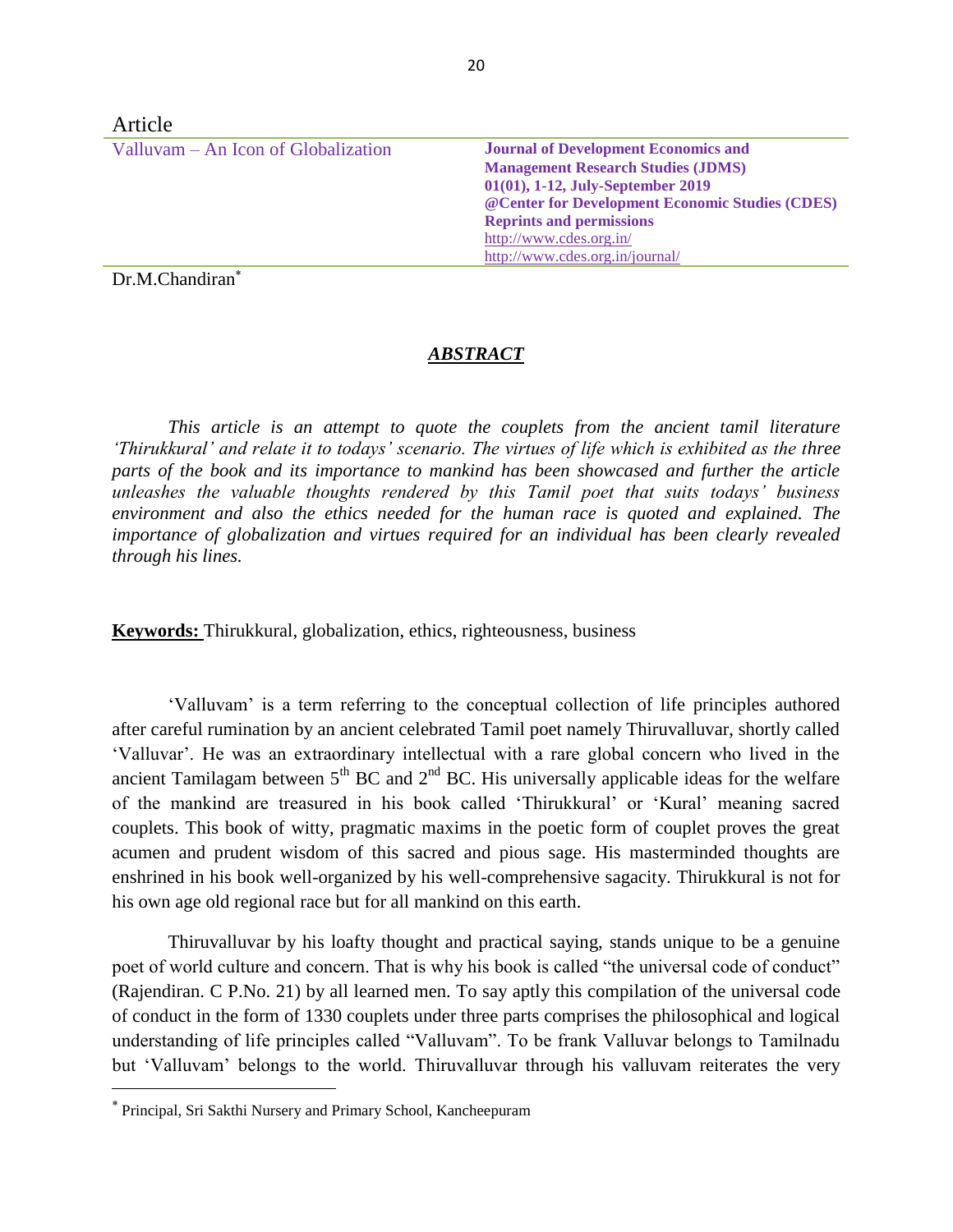Article

# Valluvam – An Icon of Globalization

**Journal of Development Economics and Management Research Studies (JDMS)**
**01(01), 1-12, July-September 2019**
**@Center for Development Economic Studies (CDES)**
**Reprints and permissions**
http://www.cdes.org.in/
http://www.cdes.org.in/journal/

Dr.M.Chandiran*

## *ABSTRACT*

*This article is an attempt to quote the couplets from the ancient tamil literature 'Thirukkural' and relate it to todays' scenario. The virtues of life which is exhibited as the three parts of the book and its importance to mankind has been showcased and further the article unleashes the valuable thoughts rendered by this Tamil poet that suits todays' business environment and also the ethics needed for the human race is quoted and explained. The importance of globalization and virtues required for an individual has been clearly revealed through his lines.*

**Keywords:** Thirukkural, globalization, ethics, righteousness, business

'Valluvam' is a term referring to the conceptual collection of life principles authored after careful rumination by an ancient celebrated Tamil poet namely Thiruvalluvar, shortly called 'Valluvar'. He was an extraordinary intellectual with a rare global concern who lived in the ancient Tamilagam between 5th BC and 2nd BC. His universally applicable ideas for the welfare of the mankind are treasured in his book called 'Thirukkural' or 'Kural' meaning sacred couplets. This book of witty, pragmatic maxims in the poetic form of couplet proves the great acumen and prudent wisdom of this sacred and pious sage. His masterminded thoughts are enshrined in his book well-organized by his well-comprehensive sagacity. Thirukkural is not for his own age old regional race but for all mankind on this earth.

Thiruvalluvar by his loafty thought and practical saying, stands unique to be a genuine poet of world culture and concern. That is why his book is called "the universal code of conduct" (Rajendiran. C P.No. 21) by all learned men. To say aptly this compilation of the universal code of conduct in the form of 1330 couplets under three parts comprises the philosophical and logical understanding of life principles called "Valluvam". To be frank Valluvar belongs to Tamilnadu but 'Valluvam' belongs to the world. Thiruvalluvar through his valluvam reiterates the very

* Principal, Sri Sakthi Nursery and Primary School, Kancheepuram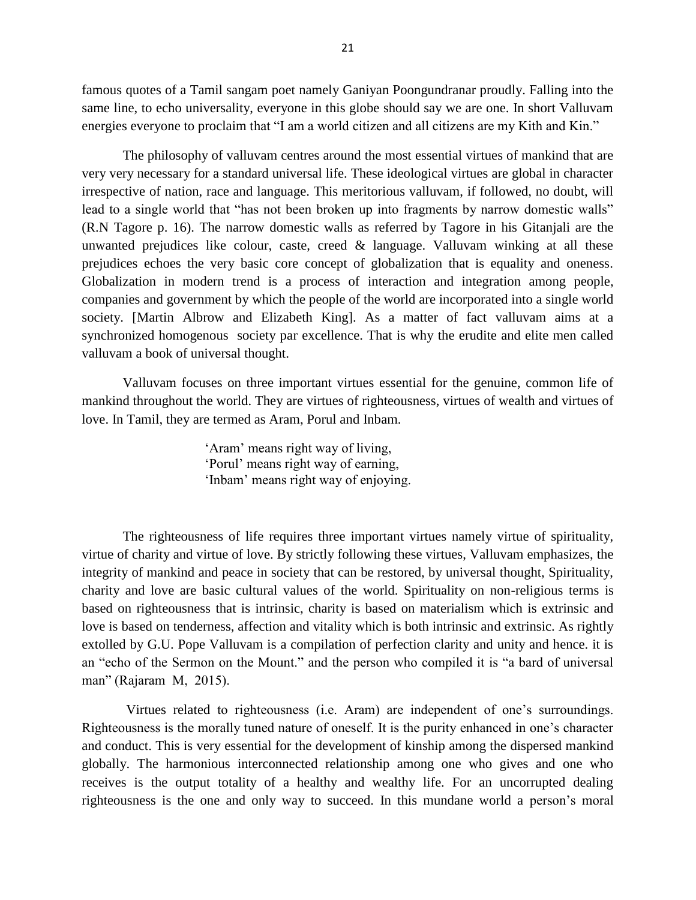famous quotes of a Tamil sangam poet namely Ganiyan Poongundranar proudly. Falling into the same line, to echo universality, everyone in this globe should say we are one. In short Valluvam energies everyone to proclaim that "I am a world citizen and all citizens are my Kith and Kin."

The philosophy of valluvam centres around the most essential virtues of mankind that are very very necessary for a standard universal life. These ideological virtues are global in character irrespective of nation, race and language. This meritorious valluvam, if followed, no doubt, will lead to a single world that "has not been broken up into fragments by narrow domestic walls" (R.N Tagore p. 16). The narrow domestic walls as referred by Tagore in his Gitanjali are the unwanted prejudices like colour, caste, creed & language. Valluvam winking at all these prejudices echoes the very basic core concept of globalization that is equality and oneness. Globalization in modern trend is a process of interaction and integration among people, companies and government by which the people of the world are incorporated into a single world society. [Martin Albrow and Elizabeth King]. As a matter of fact valluvam aims at a synchronized homogenous society par excellence. That is why the erudite and elite men called valluvam a book of universal thought.

Valluvam focuses on three important virtues essential for the genuine, common life of mankind throughout the world. They are virtues of righteousness, virtues of wealth and virtues of love. In Tamil, they are termed as Aram, Porul and Inbam.

> 'Aram' means right way of living,
> 'Porul' means right way of earning,
> 'Inbam' means right way of enjoying.

The righteousness of life requires three important virtues namely virtue of spirituality, virtue of charity and virtue of love. By strictly following these virtues, Valluvam emphasizes, the integrity of mankind and peace in society that can be restored, by universal thought, Spirituality, charity and love are basic cultural values of the world. Spirituality on non-religious terms is based on righteousness that is intrinsic, charity is based on materialism which is extrinsic and love is based on tenderness, affection and vitality which is both intrinsic and extrinsic. As rightly extolled by G.U. Pope Valluvam is a compilation of perfection clarity and unity and hence. it is an "echo of the Sermon on the Mount." and the person who compiled it is "a bard of universal man" (Rajaram M, 2015).

Virtues related to righteousness (i.e. Aram) are independent of one's surroundings. Righteousness is the morally tuned nature of oneself. It is the purity enhanced in one's character and conduct. This is very essential for the development of kinship among the dispersed mankind globally. The harmonious interconnected relationship among one who gives and one who receives is the output totality of a healthy and wealthy life. For an uncorrupted dealing righteousness is the one and only way to succeed. In this mundane world a person's moral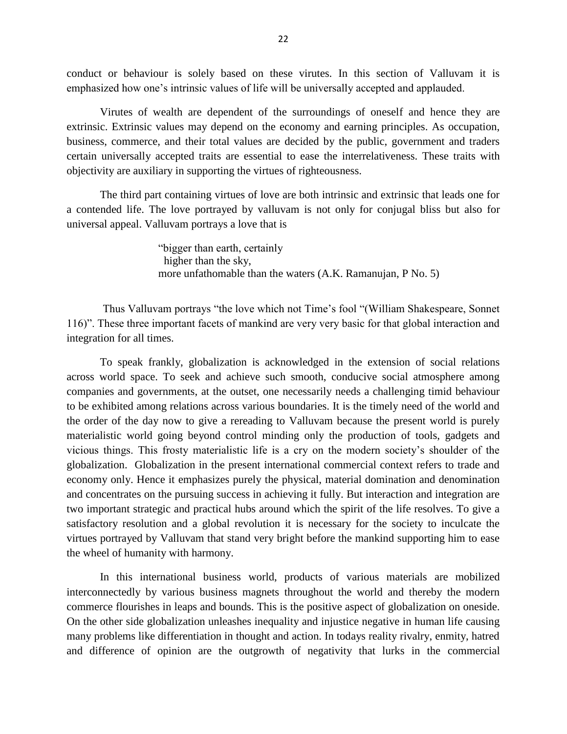conduct or behaviour is solely based on these virutes. In this section of Valluvam it is emphasized how one's intrinsic values of life will be universally accepted and applauded.

Virutes of wealth are dependent of the surroundings of oneself and hence they are extrinsic. Extrinsic values may depend on the economy and earning principles. As occupation, business, commerce, and their total values are decided by the public, government and traders certain universally accepted traits are essential to ease the interrelativeness. These traits with objectivity are auxiliary in supporting the virtues of righteousness.

The third part containing virtues of love are both intrinsic and extrinsic that leads one for a contended life. The love portrayed by valluvam is not only for conjugal bliss but also for universal appeal. Valluvam portrays a love that is

> "bigger than earth, certainly
> higher than the sky,
> more unfathomable than the waters (A.K. Ramanujan, P No. 5)

Thus Valluvam portrays "the love which not Time's fool "(William Shakespeare, Sonnet 116)". These three important facets of mankind are very very basic for that global interaction and integration for all times.

To speak frankly, globalization is acknowledged in the extension of social relations across world space. To seek and achieve such smooth, conducive social atmosphere among companies and governments, at the outset, one necessarily needs a challenging timid behaviour to be exhibited among relations across various boundaries. It is the timely need of the world and the order of the day now to give a rereading to Valluvam because the present world is purely materialistic world going beyond control minding only the production of tools, gadgets and vicious things. This frosty materialistic life is a cry on the modern society's shoulder of the globalization. Globalization in the present international commercial context refers to trade and economy only. Hence it emphasizes purely the physical, material domination and denomination and concentrates on the pursuing success in achieving it fully. But interaction and integration are two important strategic and practical hubs around which the spirit of the life resolves. To give a satisfactory resolution and a global revolution it is necessary for the society to inculcate the virtues portrayed by Valluvam that stand very bright before the mankind supporting him to ease the wheel of humanity with harmony.

In this international business world, products of various materials are mobilized interconnectedly by various business magnets throughout the world and thereby the modern commerce flourishes in leaps and bounds. This is the positive aspect of globalization on oneside. On the other side globalization unleashes inequality and injustice negative in human life causing many problems like differentiation in thought and action. In todays reality rivalry, enmity, hatred and difference of opinion are the outgrowth of negativity that lurks in the commercial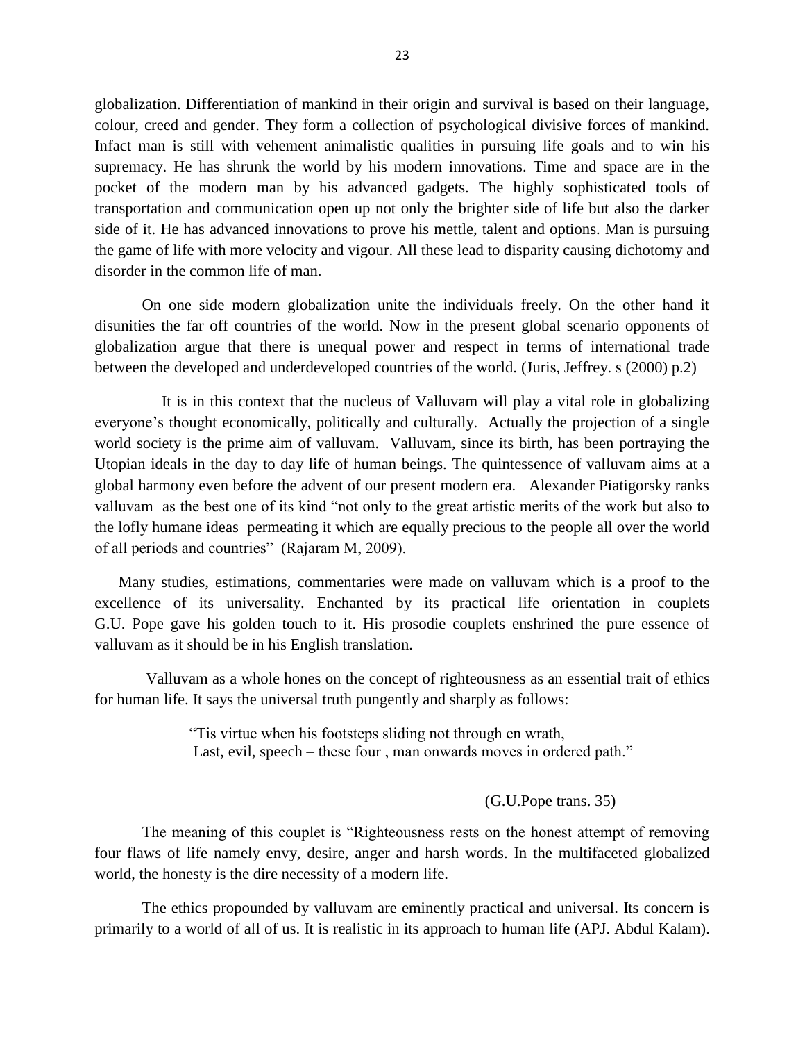globalization. Differentiation of mankind in their origin and survival is based on their language, colour, creed and gender. They form a collection of psychological divisive forces of mankind. Infact man is still with vehement animalistic qualities in pursuing life goals and to win his supremacy. He has shrunk the world by his modern innovations. Time and space are in the pocket of the modern man by his advanced gadgets. The highly sophisticated tools of transportation and communication open up not only the brighter side of life but also the darker side of it. He has advanced innovations to prove his mettle, talent and options. Man is pursuing the game of life with more velocity and vigour. All these lead to disparity causing dichotomy and disorder in the common life of man.

On one side modern globalization unite the individuals freely. On the other hand it disunities the far off countries of the world. Now in the present global scenario opponents of globalization argue that there is unequal power and respect in terms of international trade between the developed and underdeveloped countries of the world. (Juris, Jeffrey. s (2000) p.2)

It is in this context that the nucleus of Valluvam will play a vital role in globalizing everyone's thought economically, politically and culturally. Actually the projection of a single world society is the prime aim of valluvam. Valluvam, since its birth, has been portraying the Utopian ideals in the day to day life of human beings. The quintessence of valluvam aims at a global harmony even before the advent of our present modern era. Alexander Piatigorsky ranks valluvam as the best one of its kind "not only to the great artistic merits of the work but also to the lofly humane ideas permeating it which are equally precious to the people all over the world of all periods and countries" (Rajaram M, 2009).

Many studies, estimations, commentaries were made on valluvam which is a proof to the excellence of its universality. Enchanted by its practical life orientation in couplets G.U. Pope gave his golden touch to it. His prosodie couplets enshrined the pure essence of valluvam as it should be in his English translation.

Valluvam as a whole hones on the concept of righteousness as an essential trait of ethics for human life. It says the universal truth pungently and sharply as follows:

> "Tis virtue when his footsteps sliding not through en wrath,
> Last, evil, speech – these four , man onwards moves in ordered path."
>
> (G.U.Pope trans. 35)

The meaning of this couplet is "Righteousness rests on the honest attempt of removing four flaws of life namely envy, desire, anger and harsh words. In the multifaceted globalized world, the honesty is the dire necessity of a modern life.

The ethics propounded by valluvam are eminently practical and universal. Its concern is primarily to a world of all of us. It is realistic in its approach to human life (APJ. Abdul Kalam).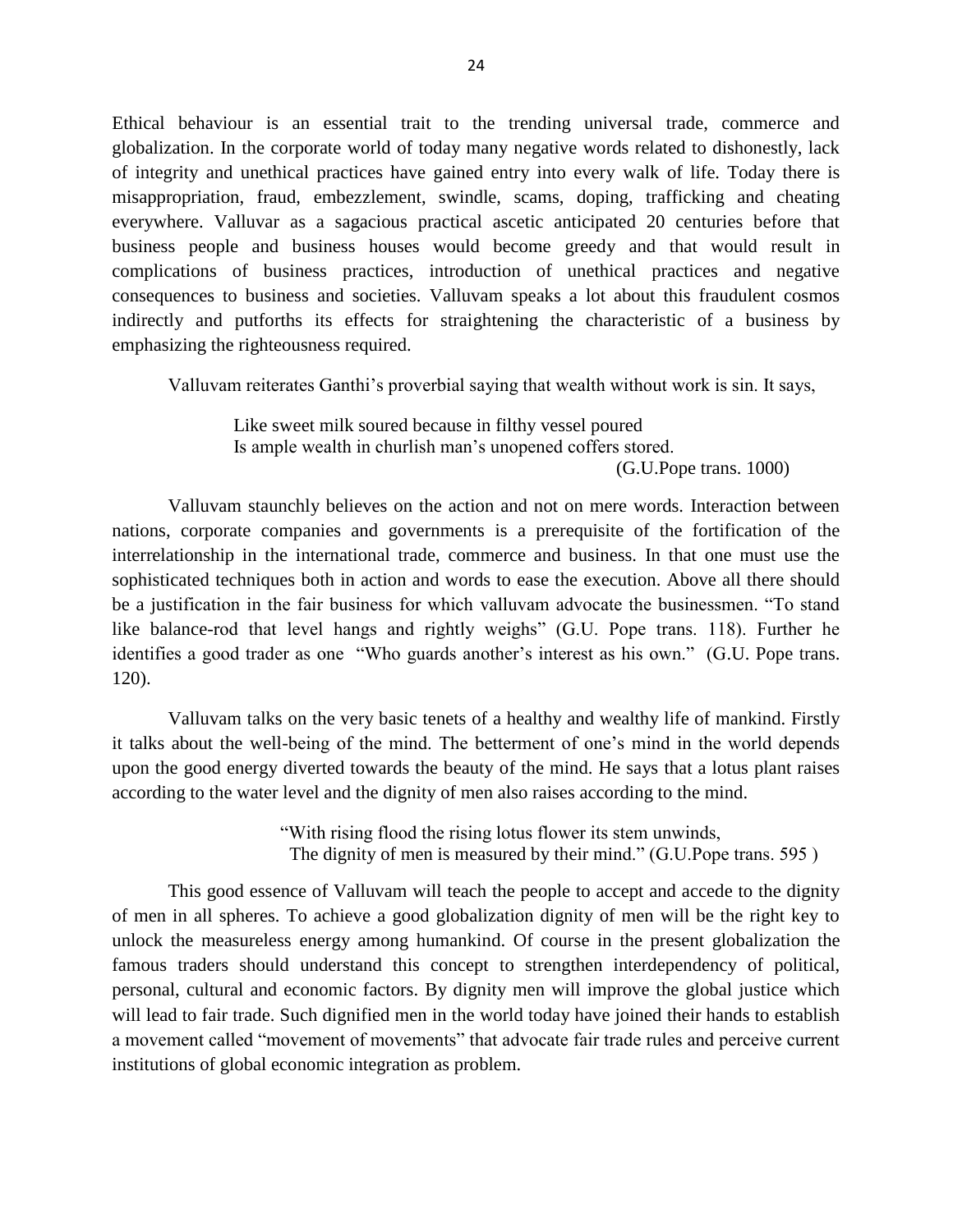Ethical behaviour is an essential trait to the trending universal trade, commerce and globalization. In the corporate world of today many negative words related to dishonestly, lack of integrity and unethical practices have gained entry into every walk of life. Today there is misappropriation, fraud, embezzlement, swindle, scams, doping, trafficking and cheating everywhere. Valluvar as a sagacious practical ascetic anticipated 20 centuries before that business people and business houses would become greedy and that would result in complications of business practices, introduction of unethical practices and negative consequences to business and societies. Valluvam speaks a lot about this fraudulent cosmos indirectly and putforths its effects for straightening the characteristic of a business by emphasizing the righteousness required.

Valluvam reiterates Ganthi's proverbial saying that wealth without work is sin. It says,

> Like sweet milk soured because in filthy vessel poured
> Is ample wealth in churlish man's unopened coffers stored.
> (G.U.Pope trans. 1000)

Valluvam staunchly believes on the action and not on mere words. Interaction between nations, corporate companies and governments is a prerequisite of the fortification of the interrelationship in the international trade, commerce and business. In that one must use the sophisticated techniques both in action and words to ease the execution. Above all there should be a justification in the fair business for which valluvam advocate the businessmen. "To stand like balance-rod that level hangs and rightly weighs" (G.U. Pope trans. 118). Further he identifies a good trader as one "Who guards another's interest as his own." (G.U. Pope trans. 120).

Valluvam talks on the very basic tenets of a healthy and wealthy life of mankind. Firstly it talks about the well-being of the mind. The betterment of one's mind in the world depends upon the good energy diverted towards the beauty of the mind. He says that a lotus plant raises according to the water level and the dignity of men also raises according to the mind.

> "With rising flood the rising lotus flower its stem unwinds,
> The dignity of men is measured by their mind." (G.U.Pope trans. 595 )

This good essence of Valluvam will teach the people to accept and accede to the dignity of men in all spheres. To achieve a good globalization dignity of men will be the right key to unlock the measureless energy among humankind. Of course in the present globalization the famous traders should understand this concept to strengthen interdependency of political, personal, cultural and economic factors. By dignity men will improve the global justice which will lead to fair trade. Such dignified men in the world today have joined their hands to establish a movement called "movement of movements" that advocate fair trade rules and perceive current institutions of global economic integration as problem.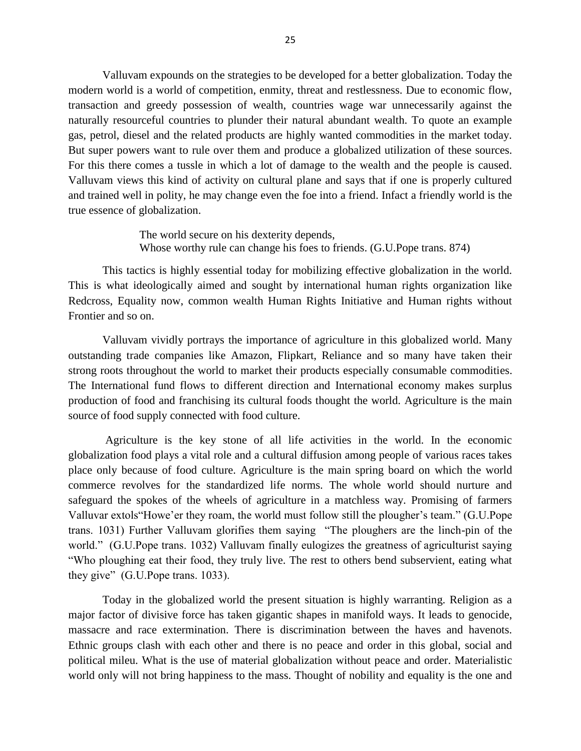Valluvam expounds on the strategies to be developed for a better globalization. Today the modern world is a world of competition, enmity, threat and restlessness. Due to economic flow, transaction and greedy possession of wealth, countries wage war unnecessarily against the naturally resourceful countries to plunder their natural abundant wealth. To quote an example gas, petrol, diesel and the related products are highly wanted commodities in the market today. But super powers want to rule over them and produce a globalized utilization of these sources. For this there comes a tussle in which a lot of damage to the wealth and the people is caused. Valluvam views this kind of activity on cultural plane and says that if one is properly cultured and trained well in polity, he may change even the foe into a friend. Infact a friendly world is the true essence of globalization.

> The world secure on his dexterity depends,
> Whose worthy rule can change his foes to friends. (G.U.Pope trans. 874)

This tactics is highly essential today for mobilizing effective globalization in the world. This is what ideologically aimed and sought by international human rights organization like Redcross, Equality now, common wealth Human Rights Initiative and Human rights without Frontier and so on.

Valluvam vividly portrays the importance of agriculture in this globalized world. Many outstanding trade companies like Amazon, Flipkart, Reliance and so many have taken their strong roots throughout the world to market their products especially consumable commodities. The International fund flows to different direction and International economy makes surplus production of food and franchising its cultural foods thought the world. Agriculture is the main source of food supply connected with food culture.

Agriculture is the key stone of all life activities in the world. In the economic globalization food plays a vital role and a cultural diffusion among people of various races takes place only because of food culture. Agriculture is the main spring board on which the world commerce revolves for the standardized life norms. The whole world should nurture and safeguard the spokes of the wheels of agriculture in a matchless way. Promising of farmers Valluvar extols"Howe'er they roam, the world must follow still the plougher's team." (G.U.Pope trans. 1031) Further Valluvam glorifies them saying "The ploughers are the linch-pin of the world." (G.U.Pope trans. 1032) Valluvam finally eulogizes the greatness of agriculturist saying "Who ploughing eat their food, they truly live. The rest to others bend subservient, eating what they give" (G.U.Pope trans. 1033).

Today in the globalized world the present situation is highly warranting. Religion as a major factor of divisive force has taken gigantic shapes in manifold ways. It leads to genocide, massacre and race extermination. There is discrimination between the haves and havenots. Ethnic groups clash with each other and there is no peace and order in this global, social and political mileu. What is the use of material globalization without peace and order. Materialistic world only will not bring happiness to the mass. Thought of nobility and equality is the one and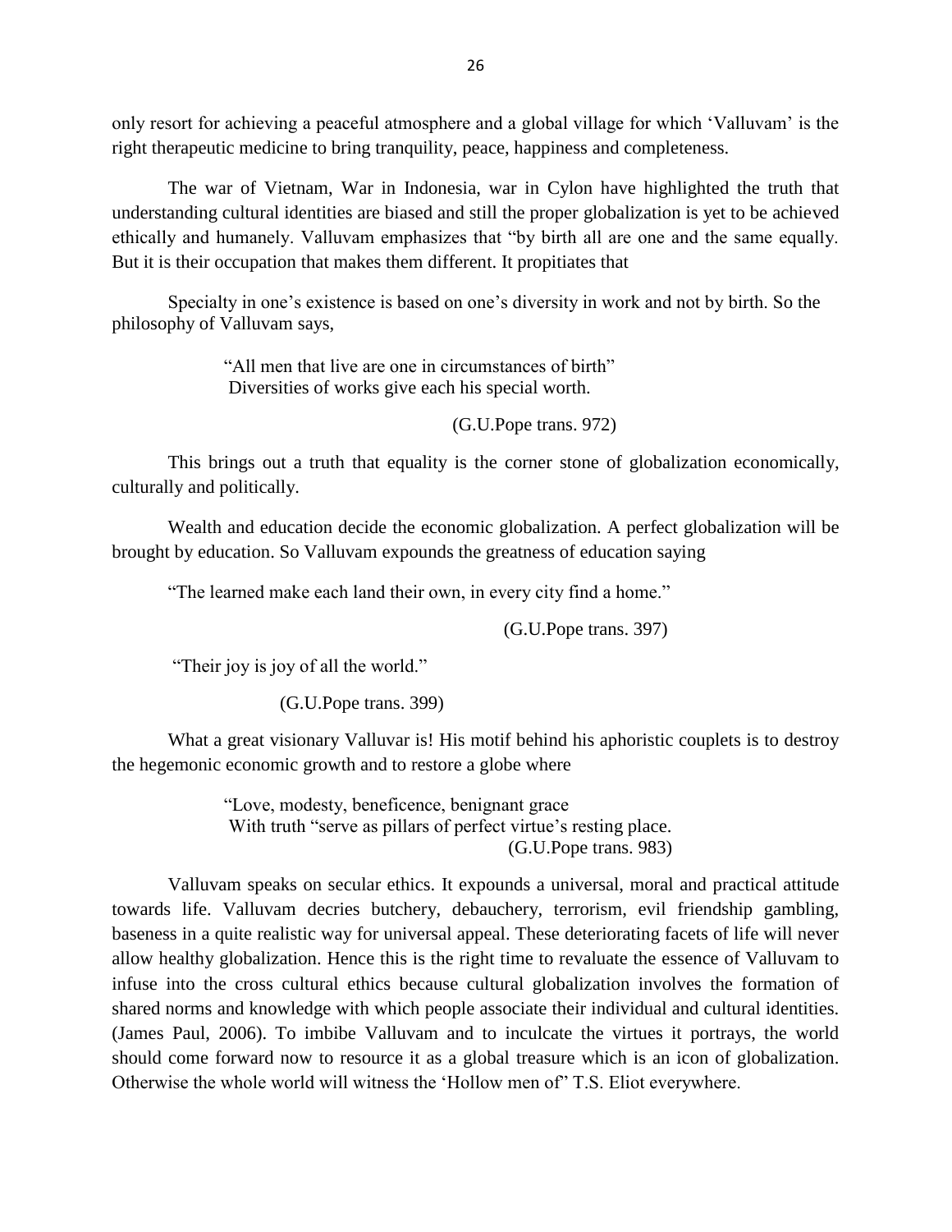only resort for achieving a peaceful atmosphere and a global village for which 'Valluvam' is the right therapeutic medicine to bring tranquility, peace, happiness and completeness.

The war of Vietnam, War in Indonesia, war in Cylon have highlighted the truth that understanding cultural identities are biased and still the proper globalization is yet to be achieved ethically and humanely. Valluvam emphasizes that "by birth all are one and the same equally. But it is their occupation that makes them different. It propitiates that

Specialty in one's existence is based on one's diversity in work and not by birth. So the philosophy of Valluvam says,

> "All men that live are one in circumstances of birth"
> Diversities of works give each his special worth.
>
> (G.U.Pope trans. 972)

This brings out a truth that equality is the corner stone of globalization economically, culturally and politically.

Wealth and education decide the economic globalization. A perfect globalization will be brought by education. So Valluvam expounds the greatness of education saying

"The learned make each land their own, in every city find a home."

(G.U.Pope trans. 397)

"Their joy is joy of all the world."

(G.U.Pope trans. 399)

What a great visionary Valluvar is! His motif behind his aphoristic couplets is to destroy the hegemonic economic growth and to restore a globe where

> "Love, modesty, beneficence, benignant grace
> With truth "serve as pillars of perfect virtue's resting place.
> (G.U.Pope trans. 983)

Valluvam speaks on secular ethics. It expounds a universal, moral and practical attitude towards life. Valluvam decries butchery, debauchery, terrorism, evil friendship gambling, baseness in a quite realistic way for universal appeal. These deteriorating facets of life will never allow healthy globalization. Hence this is the right time to revaluate the essence of Valluvam to infuse into the cross cultural ethics because cultural globalization involves the formation of shared norms and knowledge with which people associate their individual and cultural identities. (James Paul, 2006). To imbibe Valluvam and to inculcate the virtues it portrays, the world should come forward now to resource it as a global treasure which is an icon of globalization. Otherwise the whole world will witness the 'Hollow men of" T.S. Eliot everywhere.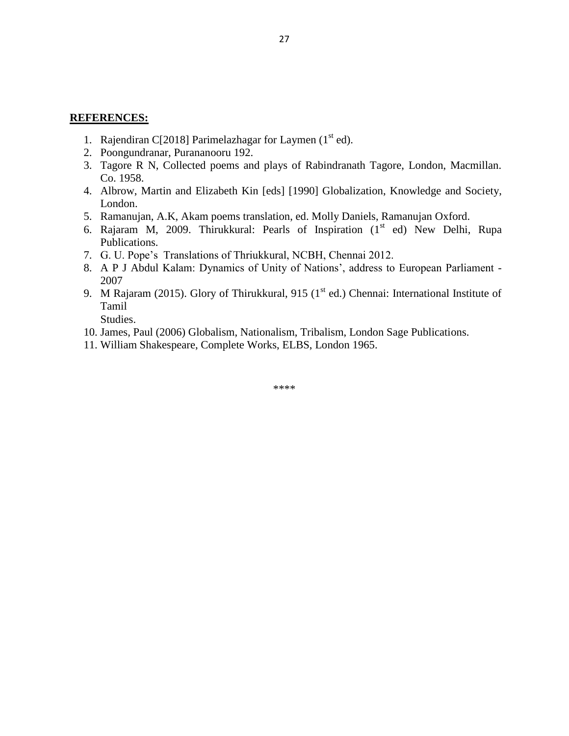**REFERENCES:**

1. Rajendiran C[2018] Parimelazhagar for Laymen ($1^{st}$ ed).
2. Poongundranar, Purananooru 192.
3. Tagore R N, Collected poems and plays of Rabindranath Tagore, London, Macmillan. Co. 1958.
4. Albrow, Martin and Elizabeth Kin [eds] [1990] Globalization, Knowledge and Society, London.
5. Ramanujan, A.K, Akam poems translation, ed. Molly Daniels, Ramanujan Oxford.
6. Rajaram M, 2009. Thirukkural: Pearls of Inspiration ($1^{st}$ ed) New Delhi, Rupa Publications.
7. G. U. Pope's Translations of Thriukkural, NCBH, Chennai 2012.
8. A P J Abdul Kalam: Dynamics of Unity of Nations', address to European Parliament - 2007
9. M Rajaram (2015). Glory of Thirukkural, 915 ($1^{st}$ ed.) Chennai: International Institute of Tamil Studies.
10. James, Paul (2006) Globalism, Nationalism, Tribalism, London Sage Publications.
11. William Shakespeare, Complete Works, ELBS, London 1965.

****